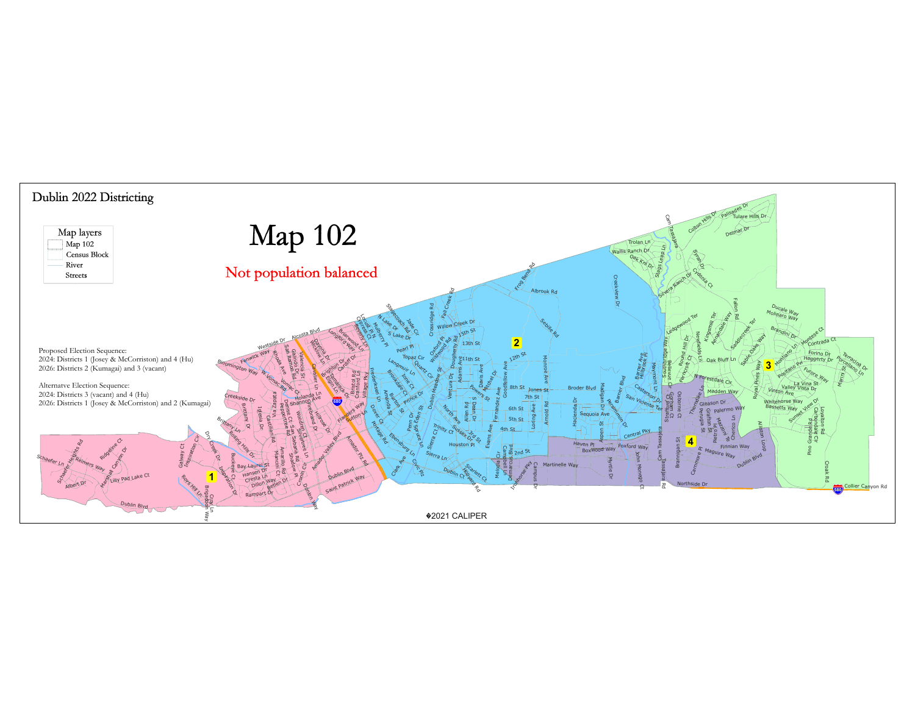Dublin 2022 Districting

# Map 102

Not population balanced

Map layers
- Map 102
- Census Block
- River
- Streets

Proposed Election Sequence:
2024: Districts 1 (Josey & McCorriston) and 4 (Hu)
2026: Districts 2 (Kumagai) and 3 (vacant)

Alternatve Election Sequence:
2024: Districts 3 (vacant) and 4 (Hu)
2026: Districts 1 (Josey & McCorriston) and 2 (Kumagai)

©2021 CALIPER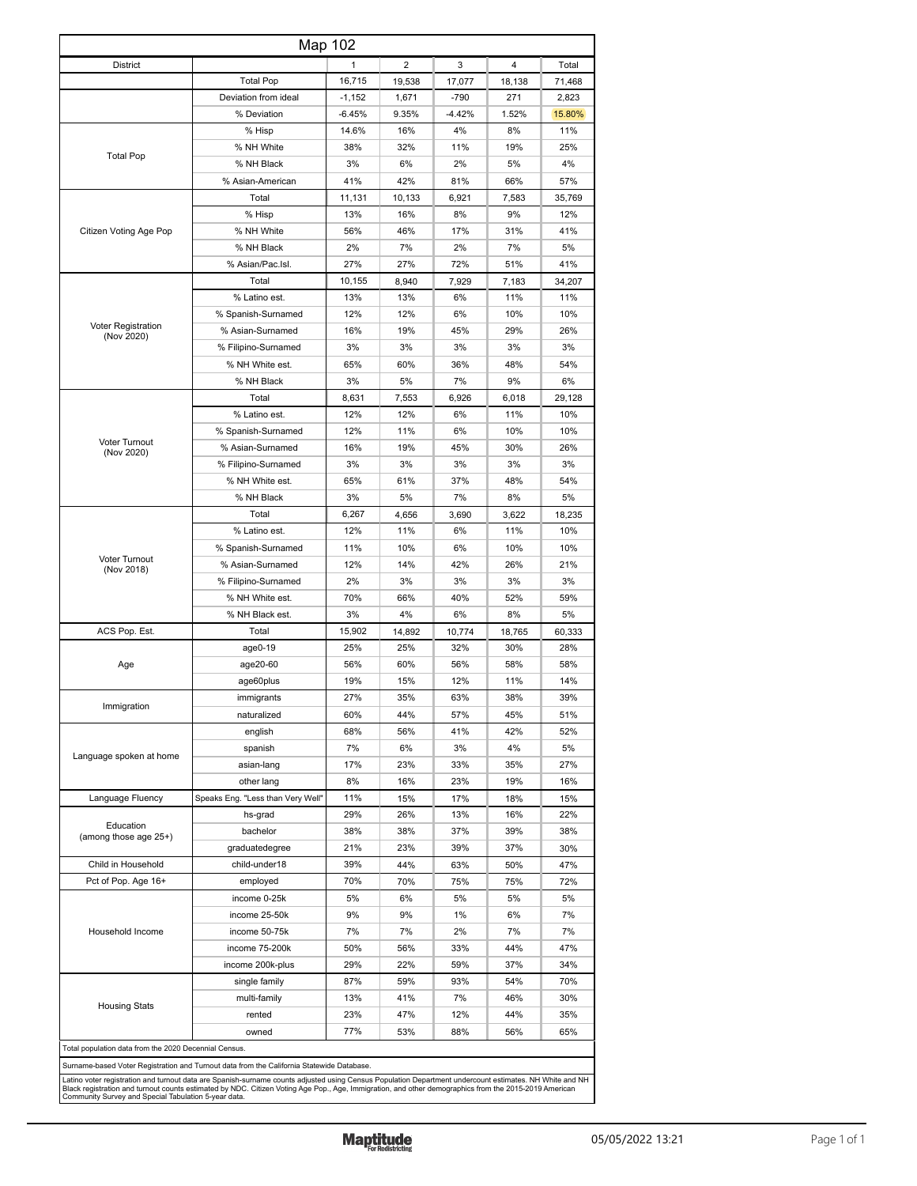| Map 102 | | | | | | |
|---|---|---|---|---|---|---|
| District | | 1 | 2 | 3 | 4 | Total |
| | Total Pop | 16,715 | 19,538 | 17,077 | 18,138 | 71,468 |
| | Deviation from ideal | -1,152 | 1,671 | -790 | 271 | 2,823 |
| | % Deviation | -6.45% | 9.35% | -4.42% | 1.52% | 15.80% |
| Total Pop | % Hisp | 14.6% | 16% | 4% | 8% | 11% |
| | % NH White | 38% | 32% | 11% | 19% | 25% |
| | % NH Black | 3% | 6% | 2% | 5% | 4% |
| | % Asian-American | 41% | 42% | 81% | 66% | 57% |
| Citizen Voting Age Pop | Total | 11,131 | 10,133 | 6,921 | 7,583 | 35,769 |
| | % Hisp | 13% | 16% | 8% | 9% | 12% |
| | % NH White | 56% | 46% | 17% | 31% | 41% |
| | % NH Black | 2% | 7% | 2% | 7% | 5% |
| | % Asian/Pac.Isl. | 27% | 27% | 72% | 51% | 41% |
| Voter Registration (Nov 2020) | Total | 10,155 | 8,940 | 7,929 | 7,183 | 34,207 |
| | % Latino est. | 13% | 13% | 6% | 11% | 11% |
| | % Spanish-Surnamed | 12% | 12% | 6% | 10% | 10% |
| | % Asian-Surnamed | 16% | 19% | 45% | 29% | 26% |
| | % Filipino-Surnamed | 3% | 3% | 3% | 3% | 3% |
| | % NH White est. | 65% | 60% | 36% | 48% | 54% |
| | % NH Black | 3% | 5% | 7% | 9% | 6% |
| Voter Turnout (Nov 2020) | Total | 8,631 | 7,553 | 6,926 | 6,018 | 29,128 |
| | % Latino est. | 12% | 12% | 6% | 11% | 10% |
| | % Spanish-Surnamed | 12% | 11% | 6% | 10% | 10% |
| | % Asian-Surnamed | 16% | 19% | 45% | 30% | 26% |
| | % Filipino-Surnamed | 3% | 3% | 3% | 3% | 3% |
| | % NH White est. | 65% | 61% | 37% | 48% | 54% |
| | % NH Black | 3% | 5% | 7% | 8% | 5% |
| Voter Turnout (Nov 2018) | Total | 6,267 | 4,656 | 3,690 | 3,622 | 18,235 |
| | % Latino est. | 12% | 11% | 6% | 11% | 10% |
| | % Spanish-Surnamed | 11% | 10% | 6% | 10% | 10% |
| | % Asian-Surnamed | 12% | 14% | 42% | 26% | 21% |
| | % Filipino-Surnamed | 2% | 3% | 3% | 3% | 3% |
| | % NH White est. | 70% | 66% | 40% | 52% | 59% |
| | % NH Black est. | 3% | 4% | 6% | 8% | 5% |
| ACS Pop. Est. | Total | 15,902 | 14,892 | 10,774 | 18,765 | 60,333 |
| Age | age0-19 | 25% | 25% | 32% | 30% | 28% |
| | age20-60 | 56% | 60% | 56% | 58% | 58% |
| | age60plus | 19% | 15% | 12% | 11% | 14% |
| Immigration | immigrants | 27% | 35% | 63% | 38% | 39% |
| | naturalized | 60% | 44% | 57% | 45% | 51% |
| Language spoken at home | english | 68% | 56% | 41% | 42% | 52% |
| | spanish | 7% | 6% | 3% | 4% | 5% |
| | asian-lang | 17% | 23% | 33% | 35% | 27% |
| | other lang | 8% | 16% | 23% | 19% | 16% |
| Language Fluency | Speaks Eng. "Less than Very Well" | 11% | 15% | 17% | 18% | 15% |
| Education (among those age 25+) | hs-grad | 29% | 26% | 13% | 16% | 22% |
| | bachelor | 38% | 38% | 37% | 39% | 38% |
| | graduatedegree | 21% | 23% | 39% | 37% | 30% |
| Child in Household | child-under18 | 39% | 44% | 63% | 50% | 47% |
| Pct of Pop. Age 16+ | employed | 70% | 70% | 75% | 75% | 72% |
| Household Income | income 0-25k | 5% | 6% | 5% | 5% | 5% |
| | income 25-50k | 9% | 9% | 1% | 6% | 7% |
| | income 50-75k | 7% | 7% | 2% | 7% | 7% |
| | income 75-200k | 50% | 56% | 33% | 44% | 47% |
| | income 200k-plus | 29% | 22% | 59% | 37% | 34% |
| Housing Stats | single family | 87% | 59% | 93% | 54% | 70% |
| | multi-family | 13% | 41% | 7% | 46% | 30% |
| | rented | 23% | 47% | 12% | 44% | 35% |
| | owned | 77% | 53% | 88% | 56% | 65% |

Total population data from the 2020 Decennial Census.

Surname-based Voter Registration and Turnout data from the California Statewide Database.

Latino voter registration and turnout data are Spanish-surname counts adjusted using Census Population Department undercount estimates. NH White and NH Black registration and turnout counts estimated by NDC. Citizen Voting Age Pop., Age, Immigration, and other demographics from the 2015-2019 American Community Survey and Special Tabulation 5-year data.

05/05/2022 13:21